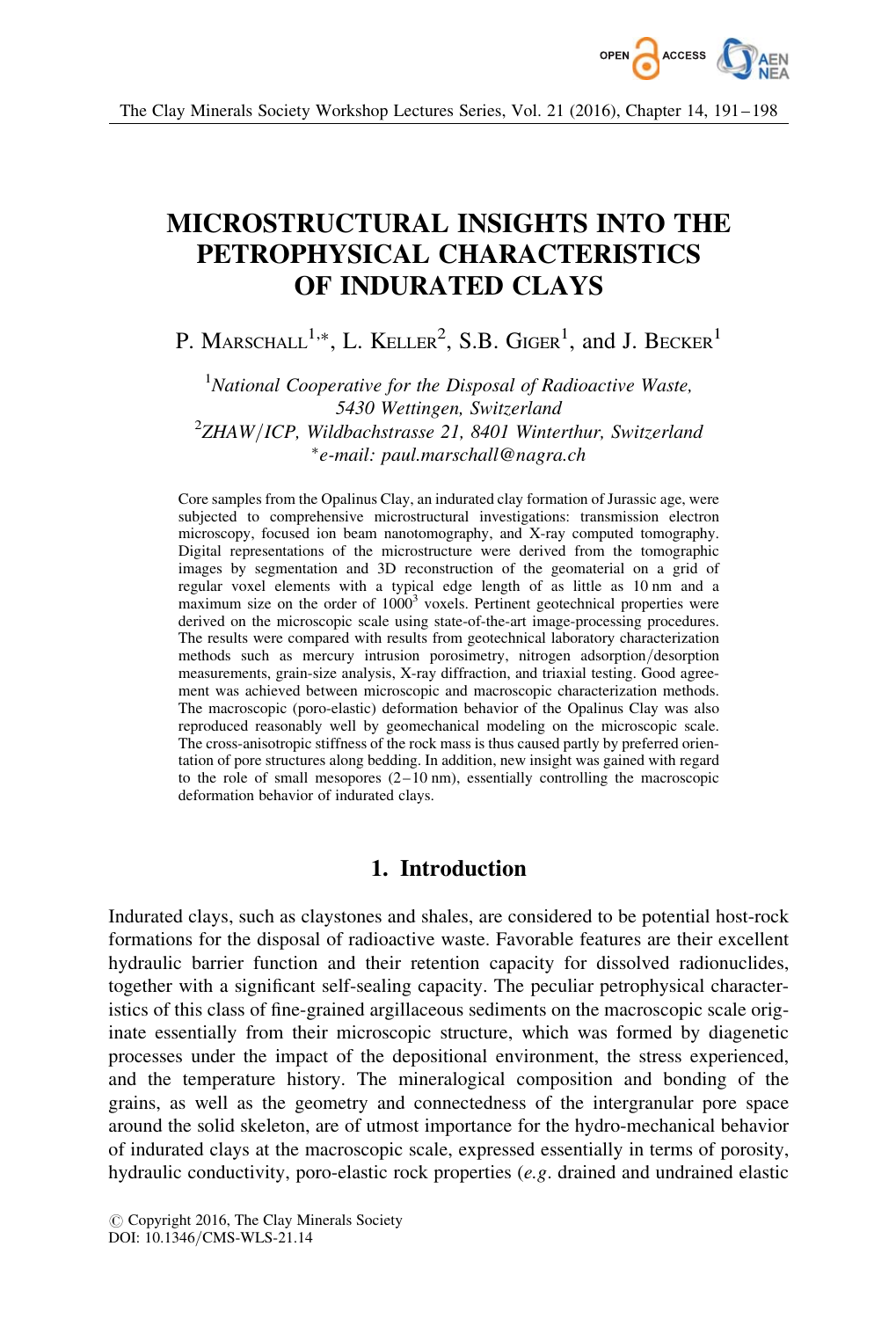# MICROSTRUCTURAL INSIGHTS INTO THE PETROPHYSICAL CHARACTERISTICS OF INDURATED CLAYS

P. Marschall[1,*], L. Keller[2], S.B. Giger[1], and J. Becker[1]

[1]*National Cooperative for the Disposal of Radioactive Waste, 5430 Wettingen, Switzerland*

[2]*ZHAW/ICP, Wildbachstrasse 21, 8401 Winterthur, Switzerland*

[*]*e-mail: paul.marschall@nagra.ch*

Core samples from the Opalinus Clay, an indurated clay formation of Jurassic age, were subjected to comprehensive microstructural investigations: transmission electron microscopy, focused ion beam nanotomography, and X-ray computed tomography. Digital representations of the microstructure were derived from the tomographic images by segmentation and 3D reconstruction of the geomaterial on a grid of regular voxel elements with a typical edge length of as little as 10 nm and a maximum size on the order of $1000^3$ voxels. Pertinent geotechnical properties were derived on the microscopic scale using state-of-the-art image-processing procedures. The results were compared with results from geotechnical laboratory characterization methods such as mercury intrusion porosimetry, nitrogen adsorption/desorption measurements, grain-size analysis, X-ray diffraction, and triaxial testing. Good agreement was achieved between microscopic and macroscopic characterization methods. The macroscopic (poro-elastic) deformation behavior of the Opalinus Clay was also reproduced reasonably well by geomechanical modeling on the microscopic scale. The cross-anisotropic stiffness of the rock mass is thus caused partly by preferred orientation of pore structures along bedding. In addition, new insight was gained with regard to the role of small mesopores (2–10 nm), essentially controlling the macroscopic deformation behavior of indurated clays.

## 1. Introduction

Indurated clays, such as claystones and shales, are considered to be potential host-rock formations for the disposal of radioactive waste. Favorable features are their excellent hydraulic barrier function and their retention capacity for dissolved radionuclides, together with a significant self-sealing capacity. The peculiar petrophysical characteristics of this class of fine-grained argillaceous sediments on the macroscopic scale originate essentially from their microscopic structure, which was formed by diagenetic processes under the impact of the depositional environment, the stress experienced, and the temperature history. The mineralogical composition and bonding of the grains, as well as the geometry and connectedness of the intergranular pore space around the solid skeleton, are of utmost importance for the hydro-mechanical behavior of indurated clays at the macroscopic scale, expressed essentially in terms of porosity, hydraulic conductivity, poro-elastic rock properties (*e.g.* drained and undrained elastic

© Copyright 2016, The Clay Minerals Society
DOI: 10.1346/CMS-WLS-21.14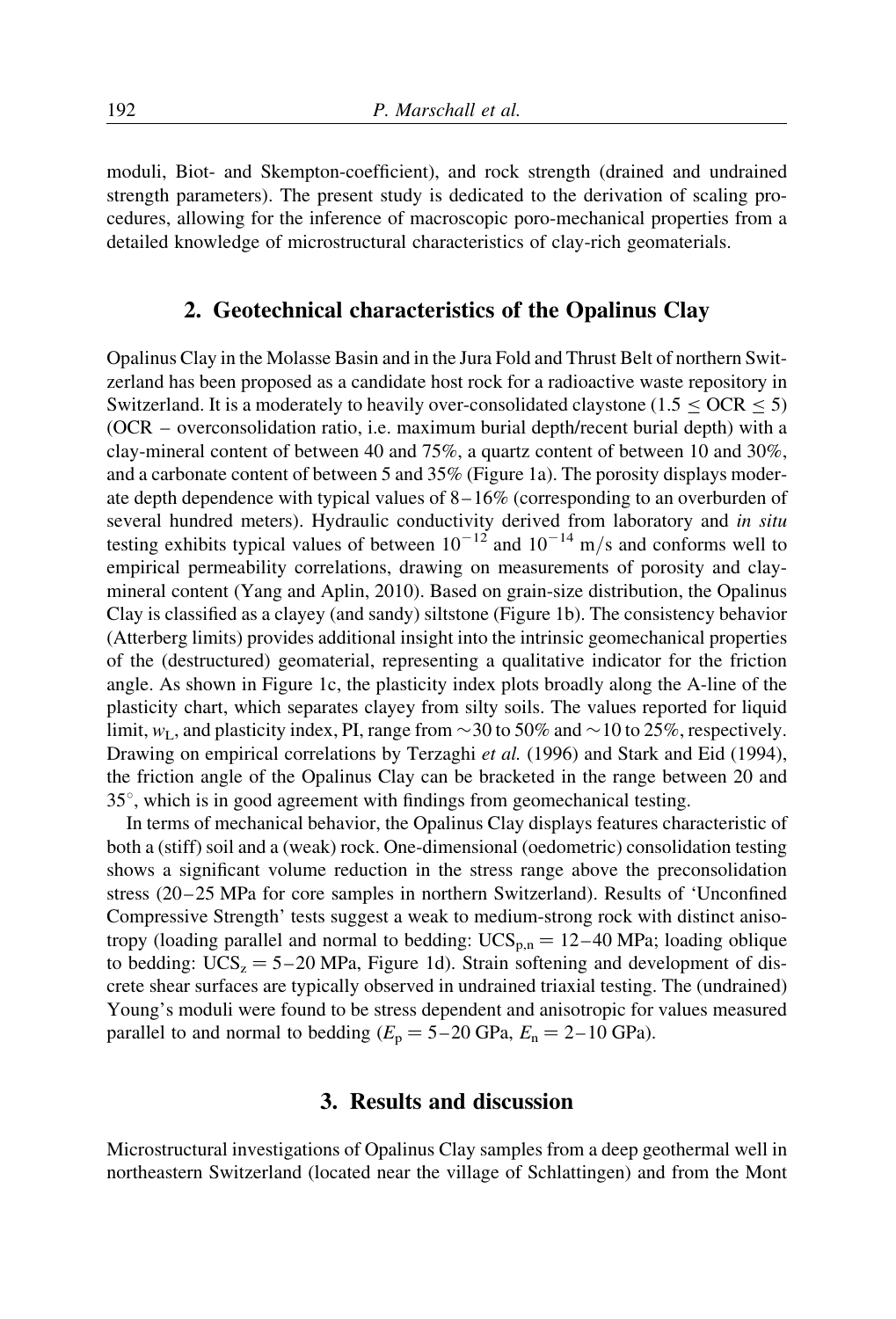moduli, Biot- and Skempton-coefficient), and rock strength (drained and undrained strength parameters). The present study is dedicated to the derivation of scaling procedures, allowing for the inference of macroscopic poro-mechanical properties from a detailed knowledge of microstructural characteristics of clay-rich geomaterials.

## 2. Geotechnical characteristics of the Opalinus Clay

Opalinus Clay in the Molasse Basin and in the Jura Fold and Thrust Belt of northern Switzerland has been proposed as a candidate host rock for a radioactive waste repository in Switzerland. It is a moderately to heavily over-consolidated claystone ($1.5 \leq \text{OCR} \leq 5$) (OCR – overconsolidation ratio, i.e. maximum burial depth/recent burial depth) with a clay-mineral content of between 40 and 75%, a quartz content of between 10 and 30%, and a carbonate content of between 5 and 35% (Figure 1a). The porosity displays moderate depth dependence with typical values of 8–16% (corresponding to an overburden of several hundred meters). Hydraulic conductivity derived from laboratory and *in situ* testing exhibits typical values of between $10^{-12}$ and $10^{-14}$ m/s and conforms well to empirical permeability correlations, drawing on measurements of porosity and clay-mineral content (Yang and Aplin, 2010). Based on grain-size distribution, the Opalinus Clay is classified as a clayey (and sandy) siltstone (Figure 1b). The consistency behavior (Atterberg limits) provides additional insight into the intrinsic geomechanical properties of the (destructured) geomaterial, representing a qualitative indicator for the friction angle. As shown in Figure 1c, the plasticity index plots broadly along the A-line of the plasticity chart, which separates clayey from silty soils. The values reported for liquid limit, $w_L$, and plasticity index, PI, range from ~30 to 50% and ~10 to 25%, respectively. Drawing on empirical correlations by Terzaghi *et al.* (1996) and Stark and Eid (1994), the friction angle of the Opalinus Clay can be bracketed in the range between 20 and 35°, which is in good agreement with findings from geomechanical testing.

In terms of mechanical behavior, the Opalinus Clay displays features characteristic of both a (stiff) soil and a (weak) rock. One-dimensional (oedometric) consolidation testing shows a significant volume reduction in the stress range above the preconsolidation stress (20–25 MPa for core samples in northern Switzerland). Results of 'Unconfined Compressive Strength' tests suggest a weak to medium-strong rock with distinct anisotropy (loading parallel and normal to bedding: $\text{UCS}_{p,n} = 12–40$ MPa; loading oblique to bedding: $\text{UCS}_z = 5–20$ MPa, Figure 1d). Strain softening and development of discrete shear surfaces are typically observed in undrained triaxial testing. The (undrained) Young's moduli were found to be stress dependent and anisotropic for values measured parallel to and normal to bedding ($E_p = 5–20$ GPa, $E_n = 2–10$ GPa).

## 3. Results and discussion

Microstructural investigations of Opalinus Clay samples from a deep geothermal well in northeastern Switzerland (located near the village of Schlattingen) and from the Mont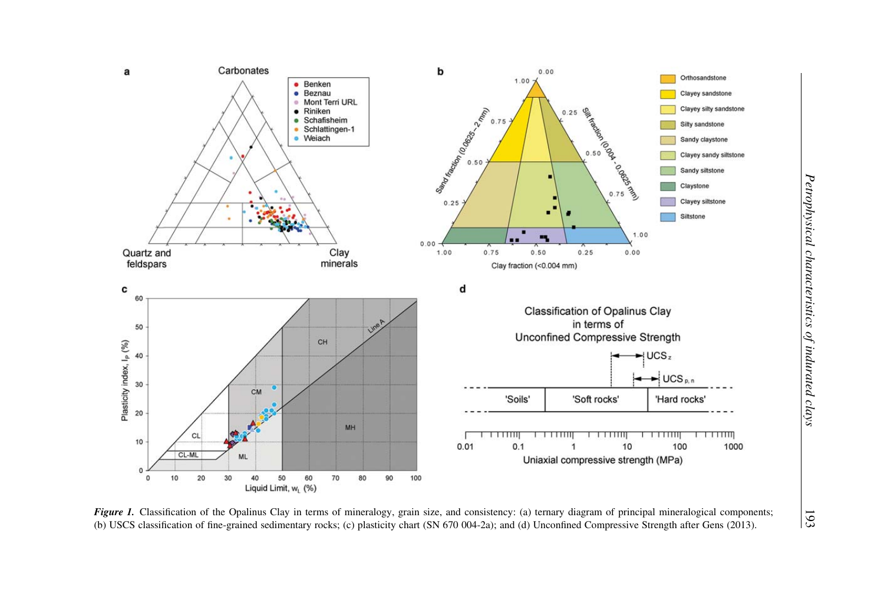*Figure 1.* Classification of the Opalinus Clay in terms of mineralogy, grain size, and consistency: (a) ternary diagram of principal mineralogical components; (b) USCS classification of fine-grained sedimentary rocks; (c) plasticity chart (SN 670 004-2a); and (d) Unconfined Compressive Strength after Gens (2013).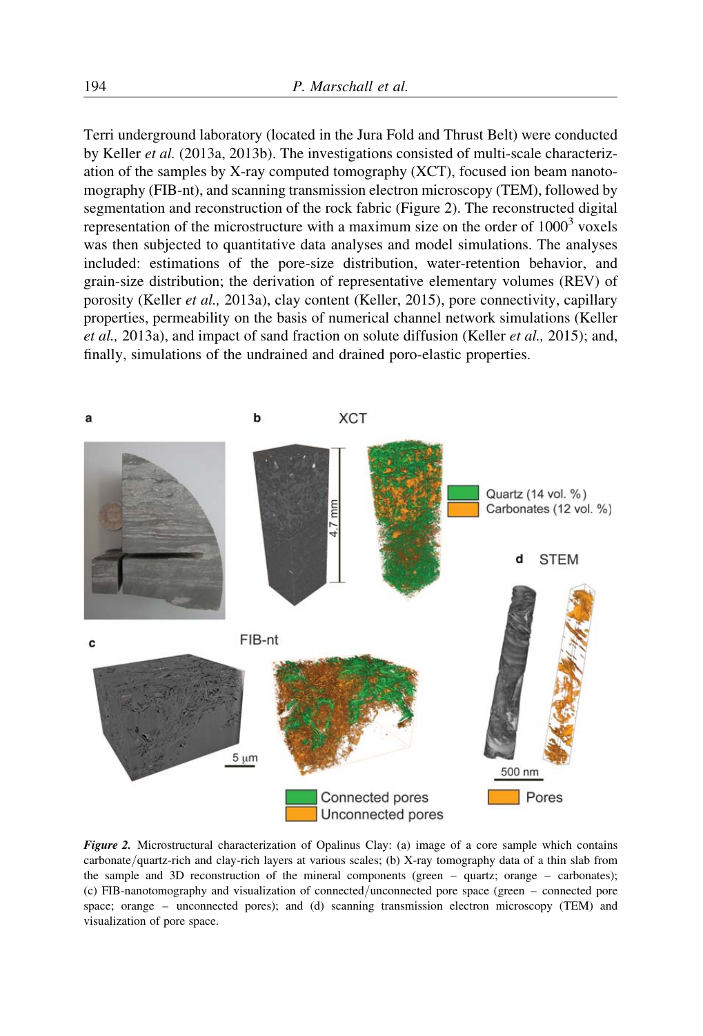Terri underground laboratory (located in the Jura Fold and Thrust Belt) were conducted by Keller *et al.* (2013a, 2013b). The investigations consisted of multi-scale characterization of the samples by X-ray computed tomography (XCT), focused ion beam nanotomography (FIB-nt), and scanning transmission electron microscopy (TEM), followed by segmentation and reconstruction of the rock fabric (Figure 2). The reconstructed digital representation of the microstructure with a maximum size on the order of $1000^3$ voxels was then subjected to quantitative data analyses and model simulations. The analyses included: estimations of the pore-size distribution, water-retention behavior, and grain-size distribution; the derivation of representative elementary volumes (REV) of porosity (Keller *et al.,* 2013a), clay content (Keller, 2015), pore connectivity, capillary properties, permeability on the basis of numerical channel network simulations (Keller *et al.,* 2013a), and impact of sand fraction on solute diffusion (Keller *et al.,* 2015); and, finally, simulations of the undrained and drained poro-elastic properties.

***Figure 2.*** Microstructural characterization of Opalinus Clay: (a) image of a core sample which contains carbonate/quartz-rich and clay-rich layers at various scales; (b) X-ray tomography data of a thin slab from the sample and 3D reconstruction of the mineral components (green – quartz; orange – carbonates); (c) FIB-nanotomography and visualization of connected/unconnected pore space (green – connected pore space; orange – unconnected pores); and (d) scanning transmission electron microscopy (TEM) and visualization of pore space.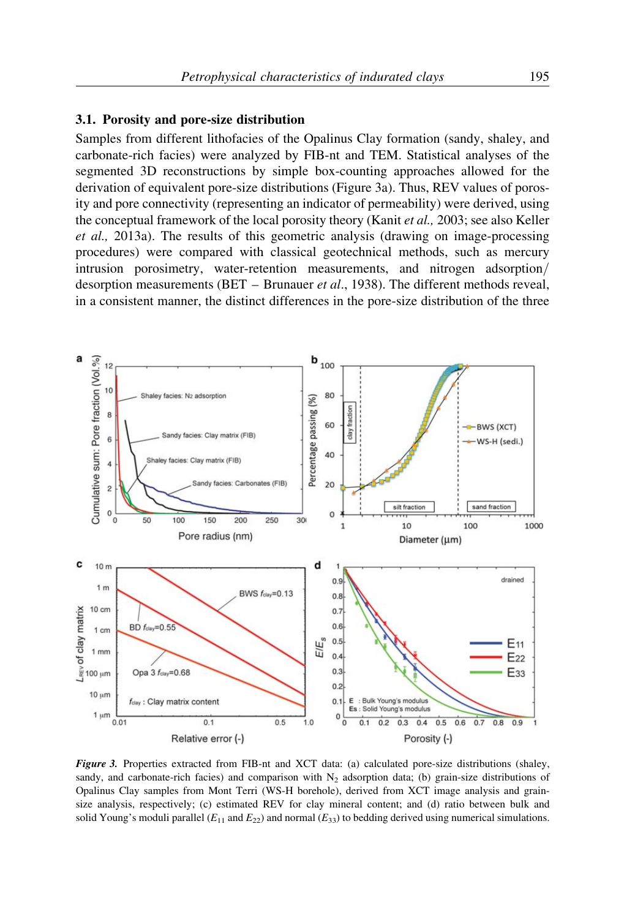### 3.1. Porosity and pore-size distribution

Samples from different lithofacies of the Opalinus Clay formation (sandy, shaley, and carbonate-rich facies) were analyzed by FIB-nt and TEM. Statistical analyses of the segmented 3D reconstructions by simple box-counting approaches allowed for the derivation of equivalent pore-size distributions (Figure 3a). Thus, REV values of porosity and pore connectivity (representing an indicator of permeability) were derived, using the conceptual framework of the local porosity theory (Kanit *et al.,* 2003; see also Keller *et al.,* 2013a). The results of this geometric analysis (drawing on image-processing procedures) were compared with classical geotechnical methods, such as mercury intrusion porosimetry, water-retention measurements, and nitrogen adsorption/desorption measurements (BET – Brunauer *et al*., 1938). The different methods reveal, in a consistent manner, the distinct differences in the pore-size distribution of the three

***Figure 3.*** Properties extracted from FIB-nt and XCT data: (a) calculated pore-size distributions (shaley, sandy, and carbonate-rich facies) and comparison with $N_2$ adsorption data; (b) grain-size distributions of Opalinus Clay samples from Mont Terri (WS-H borehole), derived from XCT image analysis and grain-size analysis, respectively; (c) estimated REV for clay mineral content; and (d) ratio between bulk and solid Young's moduli parallel ($E_{11}$ and $E_{22}$) and normal ($E_{33}$) to bedding derived using numerical simulations.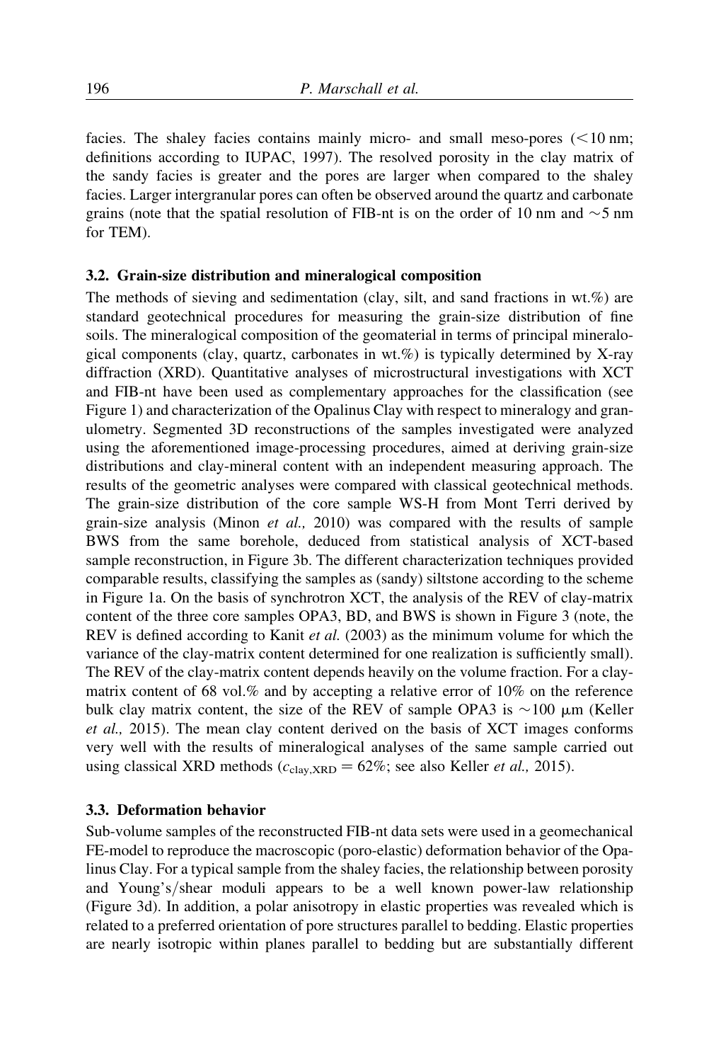facies. The shaley facies contains mainly micro- and small meso-pores (<10 nm; definitions according to IUPAC, 1997). The resolved porosity in the clay matrix of the sandy facies is greater and the pores are larger when compared to the shaley facies. Larger intergranular pores can often be observed around the quartz and carbonate grains (note that the spatial resolution of FIB-nt is on the order of 10 nm and ~5 nm for TEM).

### 3.2. Grain-size distribution and mineralogical composition

The methods of sieving and sedimentation (clay, silt, and sand fractions in wt.%) are standard geotechnical procedures for measuring the grain-size distribution of fine soils. The mineralogical composition of the geomaterial in terms of principal mineralogical components (clay, quartz, carbonates in wt.%) is typically determined by X-ray diffraction (XRD). Quantitative analyses of microstructural investigations with XCT and FIB-nt have been used as complementary approaches for the classification (see Figure 1) and characterization of the Opalinus Clay with respect to mineralogy and granulometry. Segmented 3D reconstructions of the samples investigated were analyzed using the aforementioned image-processing procedures, aimed at deriving grain-size distributions and clay-mineral content with an independent measuring approach. The results of the geometric analyses were compared with classical geotechnical methods. The grain-size distribution of the core sample WS-H from Mont Terri derived by grain-size analysis (Minon *et al.,* 2010) was compared with the results of sample BWS from the same borehole, deduced from statistical analysis of XCT-based sample reconstruction, in Figure 3b. The different characterization techniques provided comparable results, classifying the samples as (sandy) siltstone according to the scheme in Figure 1a. On the basis of synchrotron XCT, the analysis of the REV of clay-matrix content of the three core samples OPA3, BD, and BWS is shown in Figure 3 (note, the REV is defined according to Kanit *et al.* (2003) as the minimum volume for which the variance of the clay-matrix content determined for one realization is sufficiently small). The REV of the clay-matrix content depends heavily on the volume fraction. For a clay-matrix content of 68 vol.% and by accepting a relative error of 10% on the reference bulk clay matrix content, the size of the REV of sample OPA3 is ~100 μm (Keller *et al.,* 2015). The mean clay content derived on the basis of XCT images conforms very well with the results of mineralogical analyses of the same sample carried out using classical XRD methods ($c_{\mathrm{clay,XRD}} = 62\%$; see also Keller *et al.,* 2015).

### 3.3. Deformation behavior

Sub-volume samples of the reconstructed FIB-nt data sets were used in a geomechanical FE-model to reproduce the macroscopic (poro-elastic) deformation behavior of the Opalinus Clay. For a typical sample from the shaley facies, the relationship between porosity and Young's/shear moduli appears to be a well known power-law relationship (Figure 3d). In addition, a polar anisotropy in elastic properties was revealed which is related to a preferred orientation of pore structures parallel to bedding. Elastic properties are nearly isotropic within planes parallel to bedding but are substantially different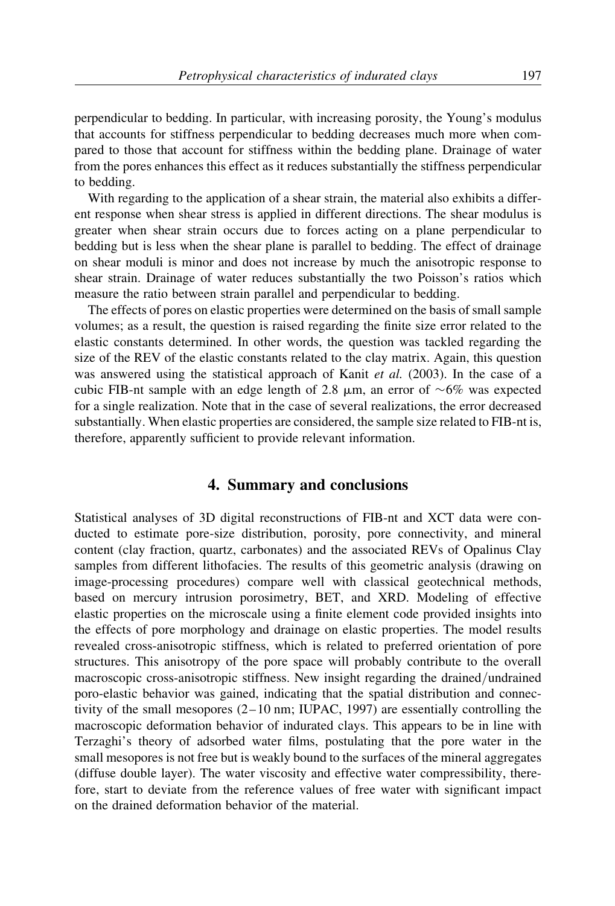perpendicular to bedding. In particular, with increasing porosity, the Young's modulus that accounts for stiffness perpendicular to bedding decreases much more when compared to those that account for stiffness within the bedding plane. Drainage of water from the pores enhances this effect as it reduces substantially the stiffness perpendicular to bedding.

With regarding to the application of a shear strain, the material also exhibits a different response when shear stress is applied in different directions. The shear modulus is greater when shear strain occurs due to forces acting on a plane perpendicular to bedding but is less when the shear plane is parallel to bedding. The effect of drainage on shear moduli is minor and does not increase by much the anisotropic response to shear strain. Drainage of water reduces substantially the two Poisson's ratios which measure the ratio between strain parallel and perpendicular to bedding.

The effects of pores on elastic properties were determined on the basis of small sample volumes; as a result, the question is raised regarding the finite size error related to the elastic constants determined. In other words, the question was tackled regarding the size of the REV of the elastic constants related to the clay matrix. Again, this question was answered using the statistical approach of Kanit *et al.* (2003). In the case of a cubic FIB-nt sample with an edge length of 2.8 $\mu$m, an error of $\sim$6% was expected for a single realization. Note that in the case of several realizations, the error decreased substantially. When elastic properties are considered, the sample size related to FIB-nt is, therefore, apparently sufficient to provide relevant information.

## 4. Summary and conclusions

Statistical analyses of 3D digital reconstructions of FIB-nt and XCT data were conducted to estimate pore-size distribution, porosity, pore connectivity, and mineral content (clay fraction, quartz, carbonates) and the associated REVs of Opalinus Clay samples from different lithofacies. The results of this geometric analysis (drawing on image-processing procedures) compare well with classical geotechnical methods, based on mercury intrusion porosimetry, BET, and XRD. Modeling of effective elastic properties on the microscale using a finite element code provided insights into the effects of pore morphology and drainage on elastic properties. The model results revealed cross-anisotropic stiffness, which is related to preferred orientation of pore structures. This anisotropy of the pore space will probably contribute to the overall macroscopic cross-anisotropic stiffness. New insight regarding the drained/undrained poro-elastic behavior was gained, indicating that the spatial distribution and connectivity of the small mesopores (2–10 nm; IUPAC, 1997) are essentially controlling the macroscopic deformation behavior of indurated clays. This appears to be in line with Terzaghi's theory of adsorbed water films, postulating that the pore water in the small mesopores is not free but is weakly bound to the surfaces of the mineral aggregates (diffuse double layer). The water viscosity and effective water compressibility, therefore, start to deviate from the reference values of free water with significant impact on the drained deformation behavior of the material.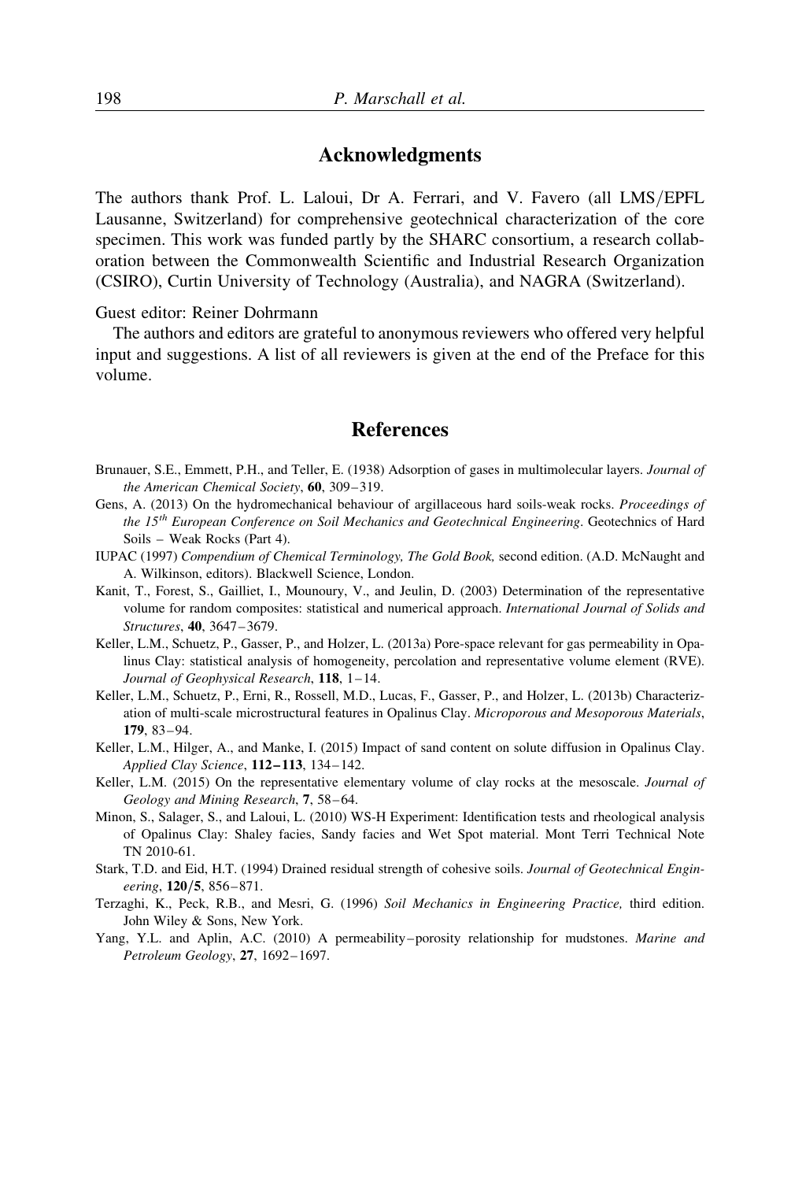## Acknowledgments

The authors thank Prof. L. Laloui, Dr A. Ferrari, and V. Favero (all LMS/EPFL Lausanne, Switzerland) for comprehensive geotechnical characterization of the core specimen. This work was funded partly by the SHARC consortium, a research collaboration between the Commonwealth Scientific and Industrial Research Organization (CSIRO), Curtin University of Technology (Australia), and NAGRA (Switzerland).

Guest editor: Reiner Dohrmann

The authors and editors are grateful to anonymous reviewers who offered very helpful input and suggestions. A list of all reviewers is given at the end of the Preface for this volume.

## References

Brunauer, S.E., Emmett, P.H., and Teller, E. (1938) Adsorption of gases in multimolecular layers. *Journal of the American Chemical Society*, **60**, 309–319.

Gens, A. (2013) On the hydromechanical behaviour of argillaceous hard soils-weak rocks. *Proceedings of the 15th European Conference on Soil Mechanics and Geotechnical Engineering*. Geotechnics of Hard Soils – Weak Rocks (Part 4).

IUPAC (1997) *Compendium of Chemical Terminology, The Gold Book,* second edition. (A.D. McNaught and A. Wilkinson, editors). Blackwell Science, London.

Kanit, T., Forest, S., Gailliet, I., Mounoury, V., and Jeulin, D. (2003) Determination of the representative volume for random composites: statistical and numerical approach. *International Journal of Solids and Structures*, **40**, 3647–3679.

Keller, L.M., Schuetz, P., Gasser, P., and Holzer, L. (2013a) Pore-space relevant for gas permeability in Opalinus Clay: statistical analysis of homogeneity, percolation and representative volume element (RVE). *Journal of Geophysical Research*, **118**, 1–14.

Keller, L.M., Schuetz, P., Erni, R., Rossell, M.D., Lucas, F., Gasser, P., and Holzer, L. (2013b) Characterization of multi-scale microstructural features in Opalinus Clay. *Microporous and Mesoporous Materials*, **179**, 83–94.

Keller, L.M., Hilger, A., and Manke, I. (2015) Impact of sand content on solute diffusion in Opalinus Clay. *Applied Clay Science*, **112–113**, 134–142.

Keller, L.M. (2015) On the representative elementary volume of clay rocks at the mesoscale. *Journal of Geology and Mining Research*, **7**, 58–64.

Minon, S., Salager, S., and Laloui, L. (2010) WS-H Experiment: Identification tests and rheological analysis of Opalinus Clay: Shaley facies, Sandy facies and Wet Spot material. Mont Terri Technical Note TN 2010-61.

Stark, T.D. and Eid, H.T. (1994) Drained residual strength of cohesive soils. *Journal of Geotechnical Engineering*, **120/5**, 856–871.

Terzaghi, K., Peck, R.B., and Mesri, G. (1996) *Soil Mechanics in Engineering Practice,* third edition. John Wiley & Sons, New York.

Yang, Y.L. and Aplin, A.C. (2010) A permeability–porosity relationship for mudstones. *Marine and Petroleum Geology*, **27**, 1692–1697.